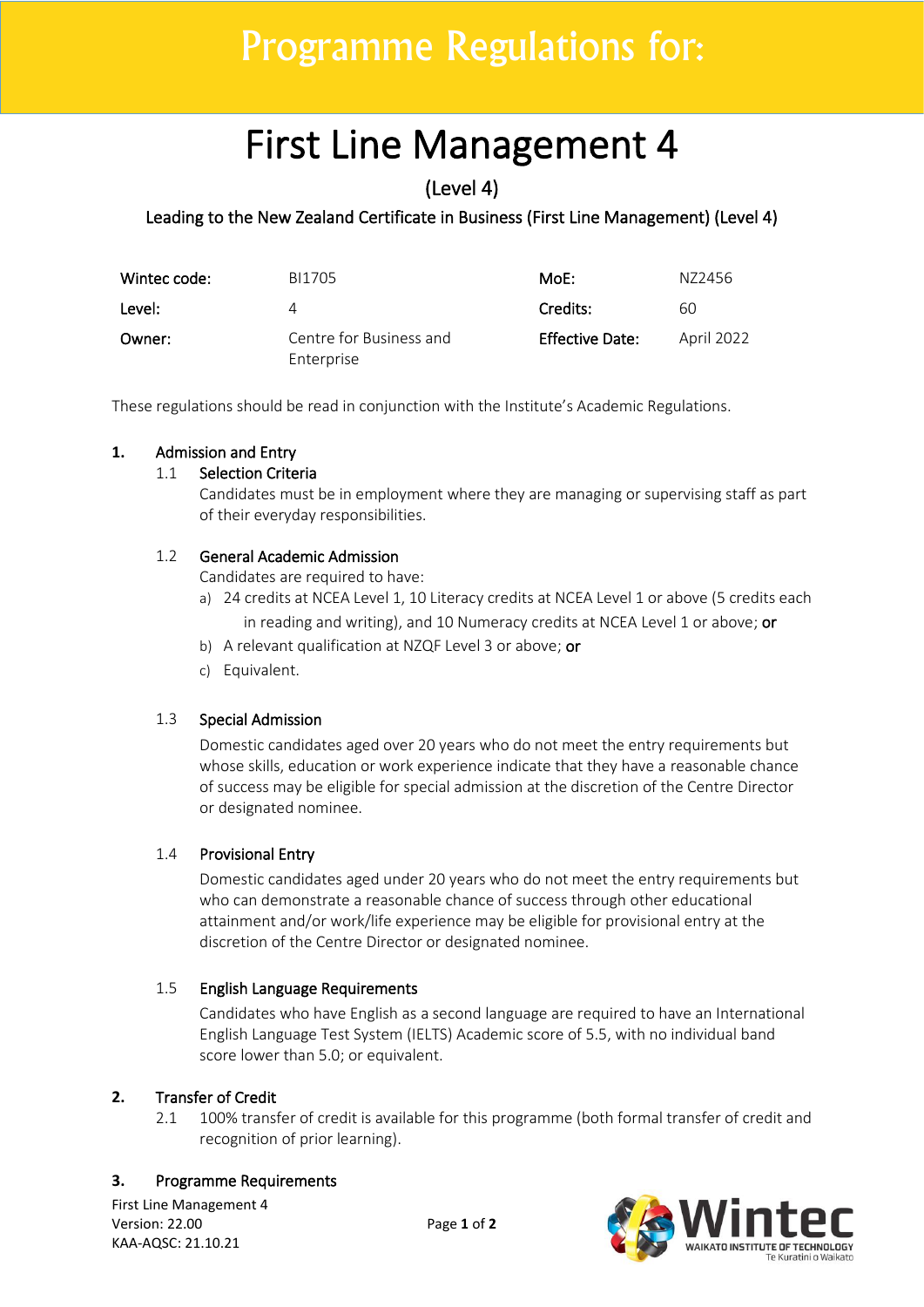# Programme Regulations for:

# First Line Management 4

## (Level 4)

### Leading to the New Zealand Certificate in Business (First Line Management) (Level 4)

| | | | |
|---|---|---|---|
| **Wintec code:** | BI1705 | **MoE:** | NZ2456 |
| **Level:** | 4 | **Credits:** | 60 |
| **Owner:** | Centre for Business and Enterprise | **Effective Date:** | April 2022 |

These regulations should be read in conjunction with the Institute's Academic Regulations.

## 1. Admission and Entry

### 1.1 Selection Criteria

Candidates must be in employment where they are managing or supervising staff as part of their everyday responsibilities.

### 1.2 General Academic Admission

Candidates are required to have:

a) 24 credits at NCEA Level 1, 10 Literacy credits at NCEA Level 1 or above (5 credits each in reading and writing), and 10 Numeracy credits at NCEA Level 1 or above; **or**

b) A relevant qualification at NZQF Level 3 or above; **or**

c) Equivalent.

### 1.3 Special Admission

Domestic candidates aged over 20 years who do not meet the entry requirements but whose skills, education or work experience indicate that they have a reasonable chance of success may be eligible for special admission at the discretion of the Centre Director or designated nominee.

### 1.4 Provisional Entry

Domestic candidates aged under 20 years who do not meet the entry requirements but who can demonstrate a reasonable chance of success through other educational attainment and/or work/life experience may be eligible for provisional entry at the discretion of the Centre Director or designated nominee.

### 1.5 English Language Requirements

Candidates who have English as a second language are required to have an International English Language Test System (IELTS) Academic score of 5.5, with no individual band score lower than 5.0; or equivalent.

## 2. Transfer of Credit

2.1 100% transfer of credit is available for this programme (both formal transfer of credit and recognition of prior learning).

## 3. Programme Requirements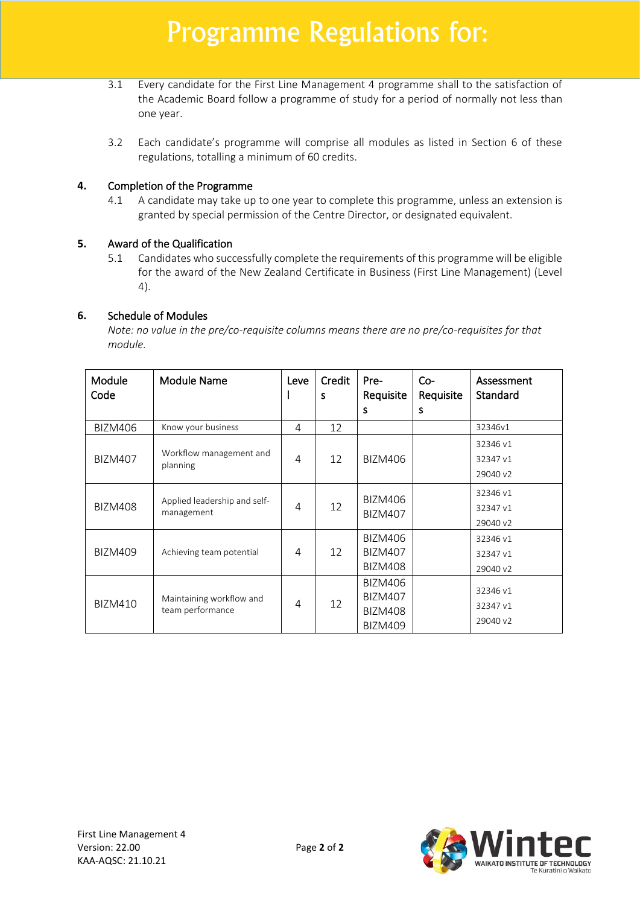3.1 Every candidate for the First Line Management 4 programme shall to the satisfaction of the Academic Board follow a programme of study for a period of normally not less than one year.

3.2 Each candidate's programme will comprise all modules as listed in Section 6 of these regulations, totalling a minimum of 60 credits.

## 4. Completion of the Programme

4.1 A candidate may take up to one year to complete this programme, unless an extension is granted by special permission of the Centre Director, or designated equivalent.

## 5. Award of the Qualification

5.1 Candidates who successfully complete the requirements of this programme will be eligible for the award of the New Zealand Certificate in Business (First Line Management) (Level 4).

## 6. Schedule of Modules

*Note: no value in the pre/co-requisite columns means there are no pre/co-requisites for that module.*

| Module Code | Module Name | Level | Credits | Pre-Requisites | Co-Requisites | Assessment Standard |
|---|---|---|---|---|---|---|
| BIZM406 | Know your business | 4 | 12 | | | 32346v1 |
| BIZM407 | Workflow management and planning | 4 | 12 | BIZM406 | | 32346 v1<br>32347 v1<br>29040 v2 |
| BIZM408 | Applied leadership and self-management | 4 | 12 | BIZM406<br>BIZM407 | | 32346 v1<br>32347 v1<br>29040 v2 |
| BIZM409 | Achieving team potential | 4 | 12 | BIZM406<br>BIZM407<br>BIZM408 | | 32346 v1<br>32347 v1<br>29040 v2 |
| BIZM410 | Maintaining workflow and team performance | 4 | 12 | BIZM406<br>BIZM407<br>BIZM408<br>BIZM409 | | 32346 v1<br>32347 v1<br>29040 v2 |